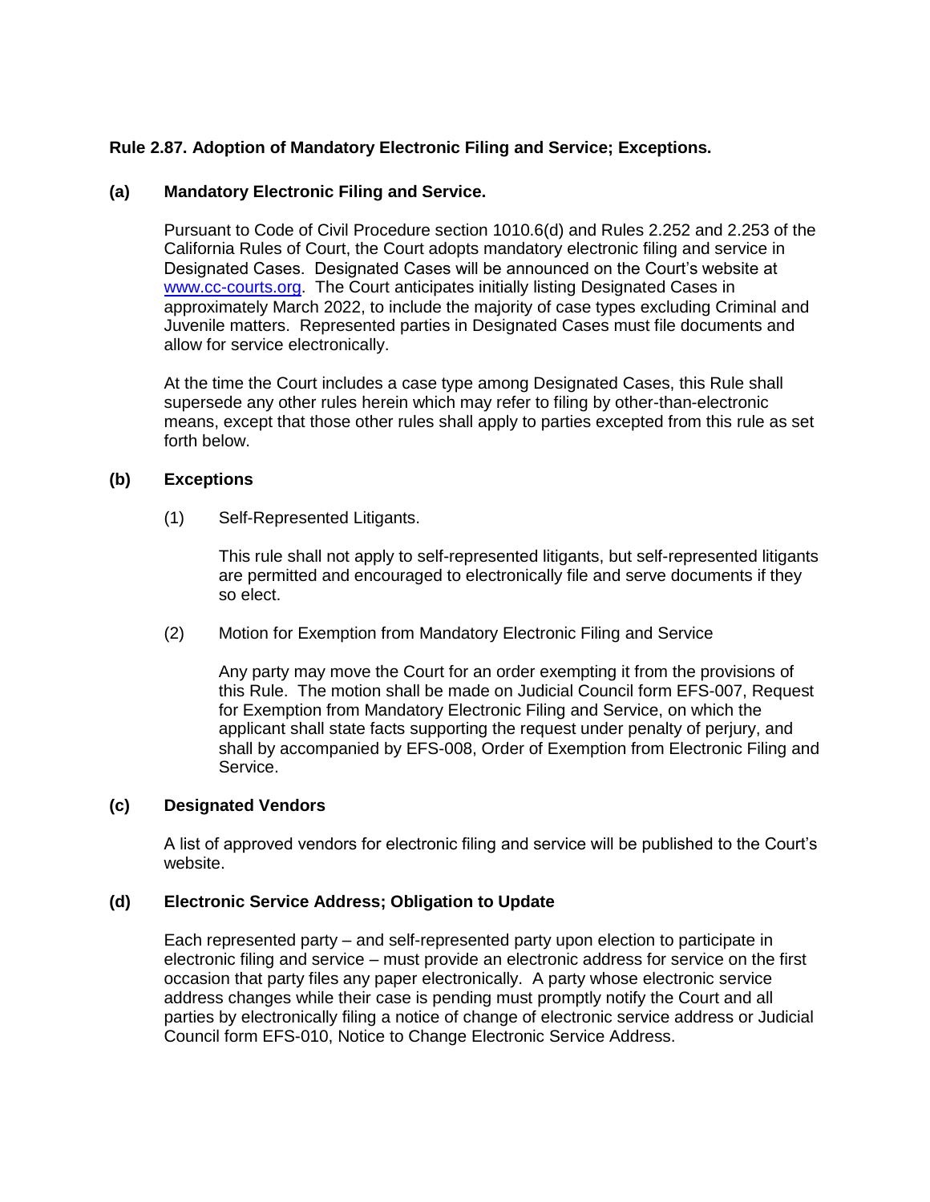**Rule 2.87. Adoption of Mandatory Electronic Filing and Service; Exceptions.**

**(a) Mandatory Electronic Filing and Service.**

Pursuant to Code of Civil Procedure section 1010.6(d) and Rules 2.252 and 2.253 of the California Rules of Court, the Court adopts mandatory electronic filing and service in Designated Cases. Designated Cases will be announced on the Court's website at [www.cc-courts.org](www.cc-courts.org). The Court anticipates initially listing Designated Cases in approximately March 2022, to include the majority of case types excluding Criminal and Juvenile matters. Represented parties in Designated Cases must file documents and allow for service electronically.

At the time the Court includes a case type among Designated Cases, this Rule shall supersede any other rules herein which may refer to filing by other-than-electronic means, except that those other rules shall apply to parties excepted from this rule as set forth below.

**(b) Exceptions**

(1) Self-Represented Litigants.

This rule shall not apply to self-represented litigants, but self-represented litigants are permitted and encouraged to electronically file and serve documents if they so elect.

(2) Motion for Exemption from Mandatory Electronic Filing and Service

Any party may move the Court for an order exempting it from the provisions of this Rule. The motion shall be made on Judicial Council form EFS-007, Request for Exemption from Mandatory Electronic Filing and Service, on which the applicant shall state facts supporting the request under penalty of perjury, and shall by accompanied by EFS-008, Order of Exemption from Electronic Filing and Service.

**(c) Designated Vendors**

A list of approved vendors for electronic filing and service will be published to the Court's website.

**(d) Electronic Service Address; Obligation to Update**

Each represented party – and self-represented party upon election to participate in electronic filing and service – must provide an electronic address for service on the first occasion that party files any paper electronically. A party whose electronic service address changes while their case is pending must promptly notify the Court and all parties by electronically filing a notice of change of electronic service address or Judicial Council form EFS-010, Notice to Change Electronic Service Address.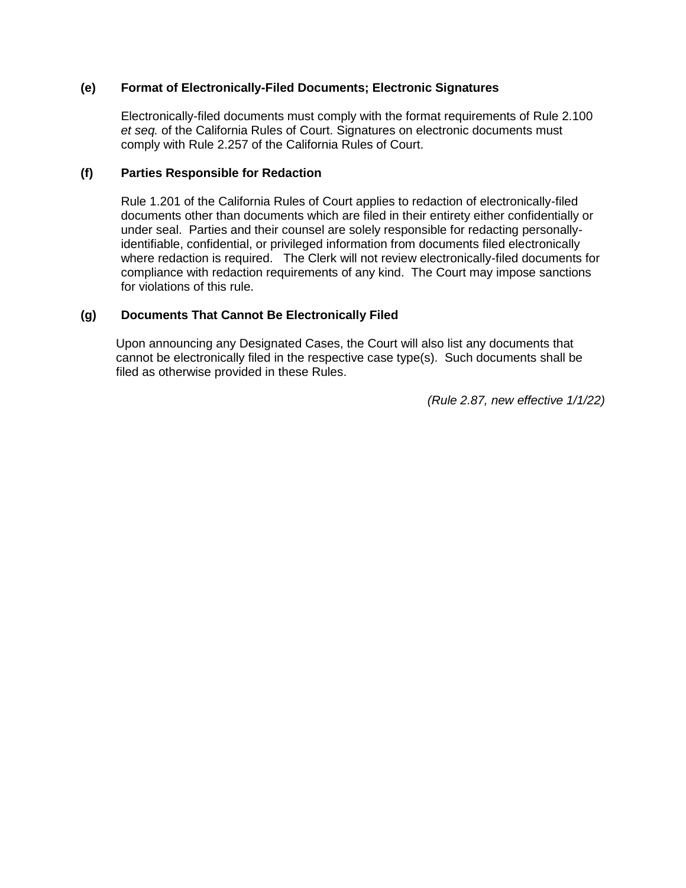**(e) Format of Electronically-Filed Documents; Electronic Signatures**

Electronically-filed documents must comply with the format requirements of Rule 2.100 *et seq.* of the California Rules of Court. Signatures on electronic documents must comply with Rule 2.257 of the California Rules of Court.

**(f) Parties Responsible for Redaction**

Rule 1.201 of the California Rules of Court applies to redaction of electronically-filed documents other than documents which are filed in their entirety either confidentially or under seal. Parties and their counsel are solely responsible for redacting personally-identifiable, confidential, or privileged information from documents filed electronically where redaction is required. The Clerk will not review electronically-filed documents for compliance with redaction requirements of any kind. The Court may impose sanctions for violations of this rule.

**(g) Documents That Cannot Be Electronically Filed**

Upon announcing any Designated Cases, the Court will also list any documents that cannot be electronically filed in the respective case type(s). Such documents shall be filed as otherwise provided in these Rules.

*(Rule 2.87, new effective 1/1/22)*